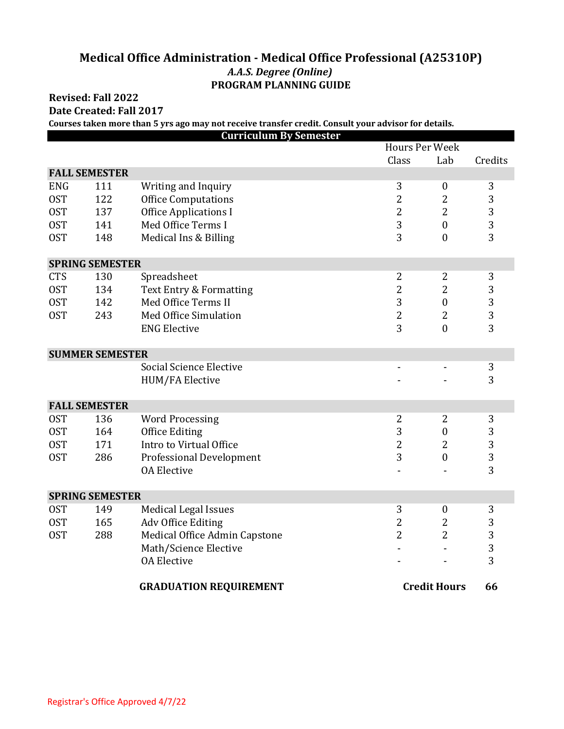# Medical Office Administration - Medical Office Professional (A25310P)

### *A.A.S. Degree (Online)*

### PROGRAM PLANNING GUIDE

**Revised: Fall 2022**

**Date Created: Fall 2017**

**Courses taken more than 5 yrs ago may not receive transfer credit. Consult your advisor for details.**

**Curriculum By Semester**

| | | | Hours Per Week | | |
|---|---|---|---|---|---|
| | | | Class | Lab | Credits |
| **FALL SEMESTER** | | | | | |
| ENG | 111 | Writing and Inquiry | 3 | 0 | 3 |
| OST | 122 | Office Computations | 2 | 2 | 3 |
| OST | 137 | Office Applications I | 2 | 2 | 3 |
| OST | 141 | Med Office Terms I | 3 | 0 | 3 |
| OST | 148 | Medical Ins & Billing | 3 | 0 | 3 |
| **SPRING SEMESTER** | | | | | |
| CTS | 130 | Spreadsheet | 2 | 2 | 3 |
| OST | 134 | Text Entry & Formatting | 2 | 2 | 3 |
| OST | 142 | Med Office Terms II | 3 | 0 | 3 |
| OST | 243 | Med Office Simulation | 2 | 2 | 3 |
| | | ENG Elective | 3 | 0 | 3 |
| **SUMMER SEMESTER** | | | | | |
| | | Social Science Elective | - | - | 3 |
| | | HUM/FA Elective | - | - | 3 |
| **FALL SEMESTER** | | | | | |
| OST | 136 | Word Processing | 2 | 2 | 3 |
| OST | 164 | Office Editing | 3 | 0 | 3 |
| OST | 171 | Intro to Virtual Office | 2 | 2 | 3 |
| OST | 286 | Professional Development | 3 | 0 | 3 |
| | | OA Elective | - | - | 3 |
| **SPRING SEMESTER** | | | | | |
| OST | 149 | Medical Legal Issues | 3 | 0 | 3 |
| OST | 165 | Adv Office Editing | 2 | 2 | 3 |
| OST | 288 | Medical Office Admin Capstone | 2 | 2 | 3 |
| | | Math/Science Elective | - | - | 3 |
| | | OA Elective | - | - | 3 |
| | | **GRADUATION REQUIREMENT** | **Credit Hours** | | **66** |

Registrar's Office Approved 4/7/22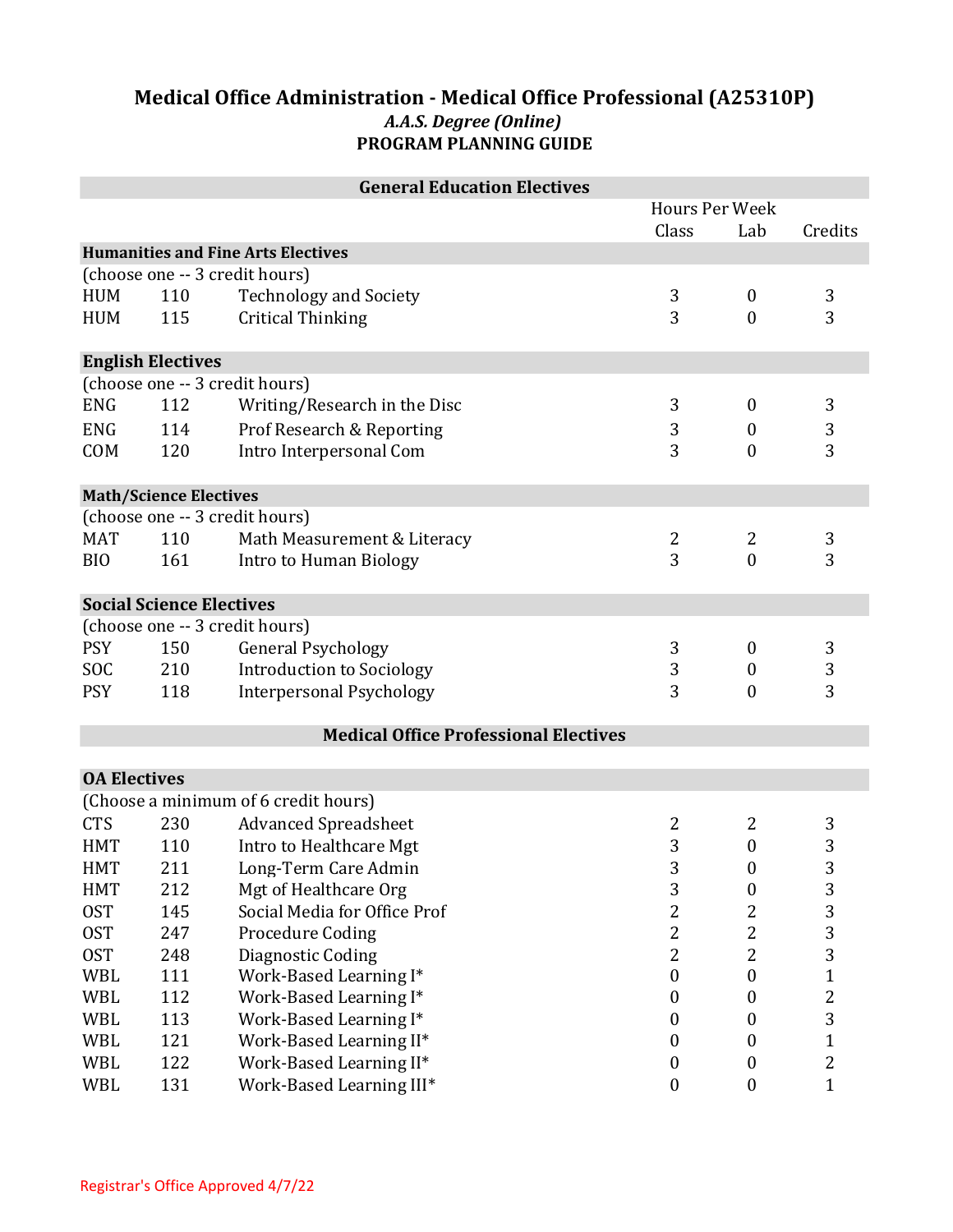# Medical Office Administration - Medical Office Professional (A25310P)

***A.A.S. Degree (Online)***

**PROGRAM PLANNING GUIDE**

| | | | Hours Per Week | | |
|---|---|---|---|---|---|
| | | | **Class** | **Lab** | **Credits** |
| **General Education Electives** | | | | | |
| **Humanities and Fine Arts Electives** | | | | | |
| (choose one -- 3 credit hours) | | | | | |
| HUM | 110 | Technology and Society | 3 | 0 | 3 |
| HUM | 115 | Critical Thinking | 3 | 0 | 3 |
| **English Electives** | | | | | |
| (choose one -- 3 credit hours) | | | | | |
| ENG | 112 | Writing/Research in the Disc | 3 | 0 | 3 |
| ENG | 114 | Prof Research & Reporting | 3 | 0 | 3 |
| COM | 120 | Intro Interpersonal Com | 3 | 0 | 3 |
| **Math/Science Electives** | | | | | |
| (choose one -- 3 credit hours) | | | | | |
| MAT | 110 | Math Measurement & Literacy | 2 | 2 | 3 |
| BIO | 161 | Intro to Human Biology | 3 | 0 | 3 |
| **Social Science Electives** | | | | | |
| (choose one -- 3 credit hours) | | | | | |
| PSY | 150 | General Psychology | 3 | 0 | 3 |
| SOC | 210 | Introduction to Sociology | 3 | 0 | 3 |
| PSY | 118 | Interpersonal Psychology | 3 | 0 | 3 |
| **Medical Office Professional Electives** | | | | | |
| **OA Electives** | | | | | |
| (Choose a minimum of 6 credit hours) | | | | | |
| CTS | 230 | Advanced Spreadsheet | 2 | 2 | 3 |
| HMT | 110 | Intro to Healthcare Mgt | 3 | 0 | 3 |
| HMT | 211 | Long-Term Care Admin | 3 | 0 | 3 |
| HMT | 212 | Mgt of Healthcare Org | 3 | 0 | 3 |
| OST | 145 | Social Media for Office Prof | 2 | 2 | 3 |
| OST | 247 | Procedure Coding | 2 | 2 | 3 |
| OST | 248 | Diagnostic Coding | 2 | 2 | 3 |
| WBL | 111 | Work-Based Learning I* | 0 | 0 | 1 |
| WBL | 112 | Work-Based Learning I* | 0 | 0 | 2 |
| WBL | 113 | Work-Based Learning I* | 0 | 0 | 3 |
| WBL | 121 | Work-Based Learning II* | 0 | 0 | 1 |
| WBL | 122 | Work-Based Learning II* | 0 | 0 | 2 |
| WBL | 131 | Work-Based Learning III* | 0 | 0 | 1 |

Registrar's Office Approved 4/7/22